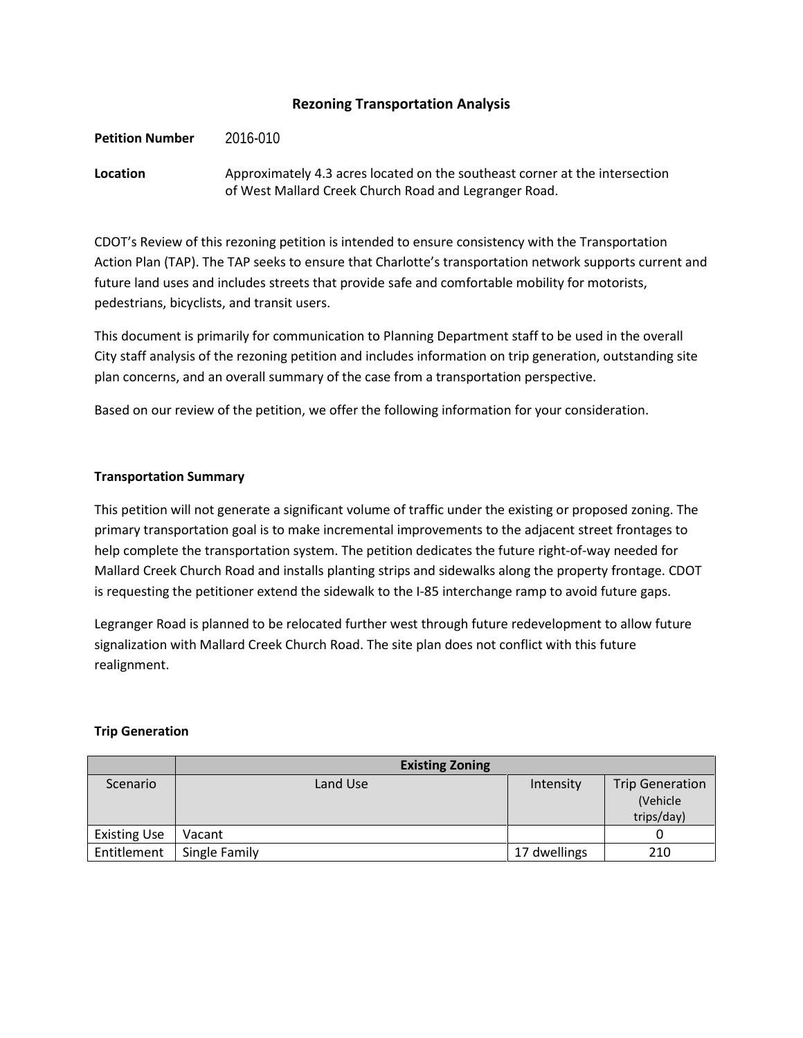# Rezoning Transportation Analysis

**Petition Number** 2016-010

**Location** Approximately 4.3 acres located on the southeast corner at the intersection of West Mallard Creek Church Road and Legranger Road.

CDOT's Review of this rezoning petition is intended to ensure consistency with the Transportation Action Plan (TAP). The TAP seeks to ensure that Charlotte's transportation network supports current and future land uses and includes streets that provide safe and comfortable mobility for motorists, pedestrians, bicyclists, and transit users.

This document is primarily for communication to Planning Department staff to be used in the overall City staff analysis of the rezoning petition and includes information on trip generation, outstanding site plan concerns, and an overall summary of the case from a transportation perspective.

Based on our review of the petition, we offer the following information for your consideration.

## Transportation Summary

This petition will not generate a significant volume of traffic under the existing or proposed zoning. The primary transportation goal is to make incremental improvements to the adjacent street frontages to help complete the transportation system. The petition dedicates the future right-of-way needed for Mallard Creek Church Road and installs planting strips and sidewalks along the property frontage. CDOT is requesting the petitioner extend the sidewalk to the I-85 interchange ramp to avoid future gaps.

Legranger Road is planned to be relocated further west through future redevelopment to allow future signalization with Mallard Creek Church Road. The site plan does not conflict with this future realignment.

## Trip Generation

| | Existing Zoning | | |
|---|---|---|---|
| Scenario | Land Use | Intensity | Trip Generation (Vehicle trips/day) |
| Existing Use | Vacant | | 0 |
| Entitlement | Single Family | 17 dwellings | 210 |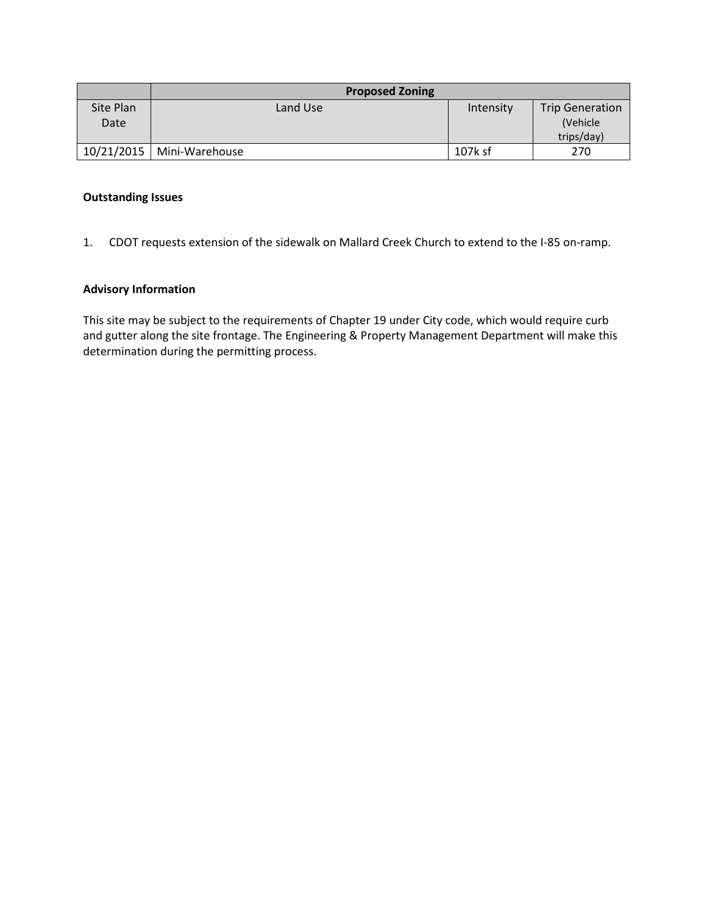| | Proposed Zoning | | |
|---|---|---|---|
| Site Plan Date | Land Use | Intensity | Trip Generation (Vehicle trips/day) |
| 10/21/2015 | Mini-Warehouse | 107k sf | 270 |

**Outstanding Issues**

1. CDOT requests extension of the sidewalk on Mallard Creek Church to extend to the I-85 on-ramp.

**Advisory Information**

This site may be subject to the requirements of Chapter 19 under City code, which would require curb and gutter along the site frontage. The Engineering & Property Management Department will make this determination during the permitting process.